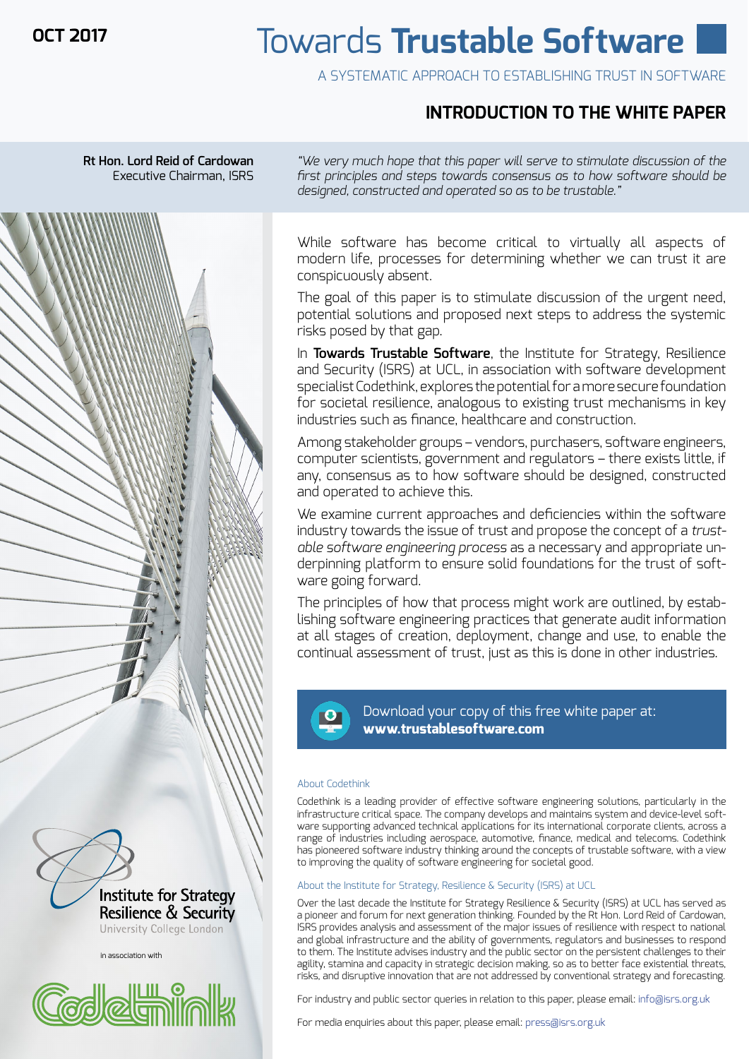OCT 2017

# Towards **Trustable Software**

A SYSTEMATIC APPROACH TO ESTABLISHING TRUST IN SOFTWARE

## INTRODUCTION TO THE WHITE PAPER

**Rt Hon. Lord Reid of Cardowan**
Executive Chairman, ISRS

*"We very much hope that this paper will serve to stimulate discussion of the first principles and steps towards consensus as to how software should be designed, constructed and operated so as to be trustable."*

While software has become critical to virtually all aspects of modern life, processes for determining whether we can trust it are conspicuously absent.

The goal of this paper is to stimulate discussion of the urgent need, potential solutions and proposed next steps to address the systemic risks posed by that gap.

In **Towards Trustable Software**, the Institute for Strategy, Resilience and Security (ISRS) at UCL, in association with software development specialist Codethink, explores the potential for a more secure foundation for societal resilience, analogous to existing trust mechanisms in key industries such as finance, healthcare and construction.

Among stakeholder groups – vendors, purchasers, software engineers, computer scientists, government and regulators – there exists little, if any, consensus as to how software should be designed, constructed and operated to achieve this.

We examine current approaches and deficiencies within the software industry towards the issue of trust and propose the concept of a *trustable software engineering process* as a necessary and appropriate underpinning platform to ensure solid foundations for the trust of software going forward.

The principles of how that process might work are outlined, by establishing software engineering practices that generate audit information at all stages of creation, deployment, change and use, to enable the continual assessment of trust, just as this is done in other industries.

Download your copy of this free white paper at:
**www.trustablesoftware.com**

### About Codethink

Codethink is a leading provider of effective software engineering solutions, particularly in the infrastructure critical space. The company develops and maintains system and device-level software supporting advanced technical applications for its international corporate clients, across a range of industries including aerospace, automotive, finance, medical and telecoms. Codethink has pioneered software industry thinking around the concepts of trustable software, with a view to improving the quality of software engineering for societal good.

### About the Institute for Strategy, Resilience & Security (ISRS) at UCL

Over the last decade the Institute for Strategy Resilience & Security (ISRS) at UCL has served as a pioneer and forum for next generation thinking. Founded by the Rt Hon. Lord Reid of Cardowan, ISRS provides analysis and assessment of the major issues of resilience with respect to national and global infrastructure and the ability of governments, regulators and businesses to respond to them. The Institute advises industry and the public sector on the persistent challenges to their agility, stamina and capacity in strategic decision making, so as to better face existential threats, risks, and disruptive innovation that are not addressed by conventional strategy and forecasting.

For industry and public sector queries in relation to this paper, please email: info@isrs.org.uk

For media enquiries about this paper, please email: press@isrs.org.uk

Institute for Strategy Resilience & Security
University College London

in association with

Codethink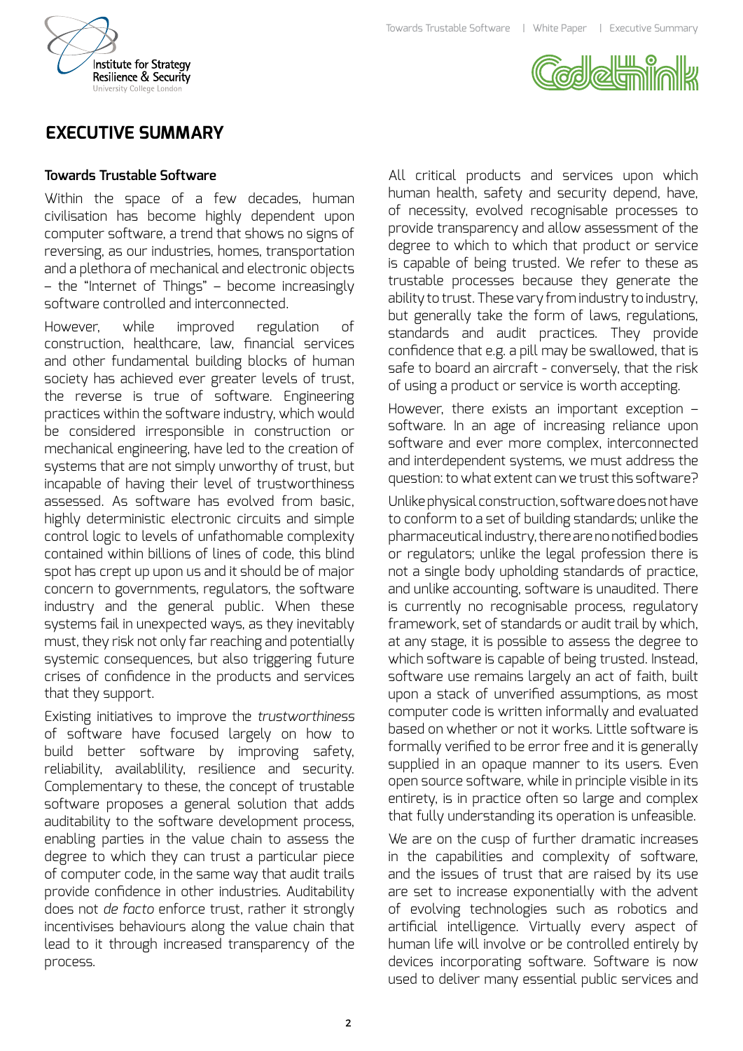# EXECUTIVE SUMMARY

## Towards Trustable Software

Within the space of a few decades, human civilisation has become highly dependent upon computer software, a trend that shows no signs of reversing, as our industries, homes, transportation and a plethora of mechanical and electronic objects – the "Internet of Things" – become increasingly software controlled and interconnected.

However, while improved regulation of construction, healthcare, law, financial services and other fundamental building blocks of human society has achieved ever greater levels of trust, the reverse is true of software. Engineering practices within the software industry, which would be considered irresponsible in construction or mechanical engineering, have led to the creation of systems that are not simply unworthy of trust, but incapable of having their level of trustworthiness assessed. As software has evolved from basic, highly deterministic electronic circuits and simple control logic to levels of unfathomable complexity contained within billions of lines of code, this blind spot has crept up upon us and it should be of major concern to governments, regulators, the software industry and the general public. When these systems fail in unexpected ways, as they inevitably must, they risk not only far reaching and potentially systemic consequences, but also triggering future crises of confidence in the products and services that they support.

Existing initiatives to improve the *trustworthiness* of software have focused largely on how to build better software by improving safety, reliability, availablility, resilience and security. Complementary to these, the concept of trustable software proposes a general solution that adds auditability to the software development process, enabling parties in the value chain to assess the degree to which they can trust a particular piece of computer code, in the same way that audit trails provide confidence in other industries. Auditability does not *de facto* enforce trust, rather it strongly incentivises behaviours along the value chain that lead to it through increased transparency of the process.

All critical products and services upon which human health, safety and security depend, have, of necessity, evolved recognisable processes to provide transparency and allow assessment of the degree to which to which that product or service is capable of being trusted. We refer to these as trustable processes because they generate the ability to trust. These vary from industry to industry, but generally take the form of laws, regulations, standards and audit practices. They provide confidence that e.g. a pill may be swallowed, that is safe to board an aircraft - conversely, that the risk of using a product or service is worth accepting.

However, there exists an important exception – software. In an age of increasing reliance upon software and ever more complex, interconnected and interdependent systems, we must address the question: to what extent can we trust this software?

Unlike physical construction, software does not have to conform to a set of building standards; unlike the pharmaceutical industry, there are no notified bodies or regulators; unlike the legal profession there is not a single body upholding standards of practice, and unlike accounting, software is unaudited. There is currently no recognisable process, regulatory framework, set of standards or audit trail by which, at any stage, it is possible to assess the degree to which software is capable of being trusted. Instead, software use remains largely an act of faith, built upon a stack of unverified assumptions, as most computer code is written informally and evaluated based on whether or not it works. Little software is formally verified to be error free and it is generally supplied in an opaque manner to its users. Even open source software, while in principle visible in its entirety, is in practice often so large and complex that fully understanding its operation is unfeasible.

We are on the cusp of further dramatic increases in the capabilities and complexity of software, and the issues of trust that are raised by its use are set to increase exponentially with the advent of evolving technologies such as robotics and artificial intelligence. Virtually every aspect of human life will involve or be controlled entirely by devices incorporating software. Software is now used to deliver many essential public services and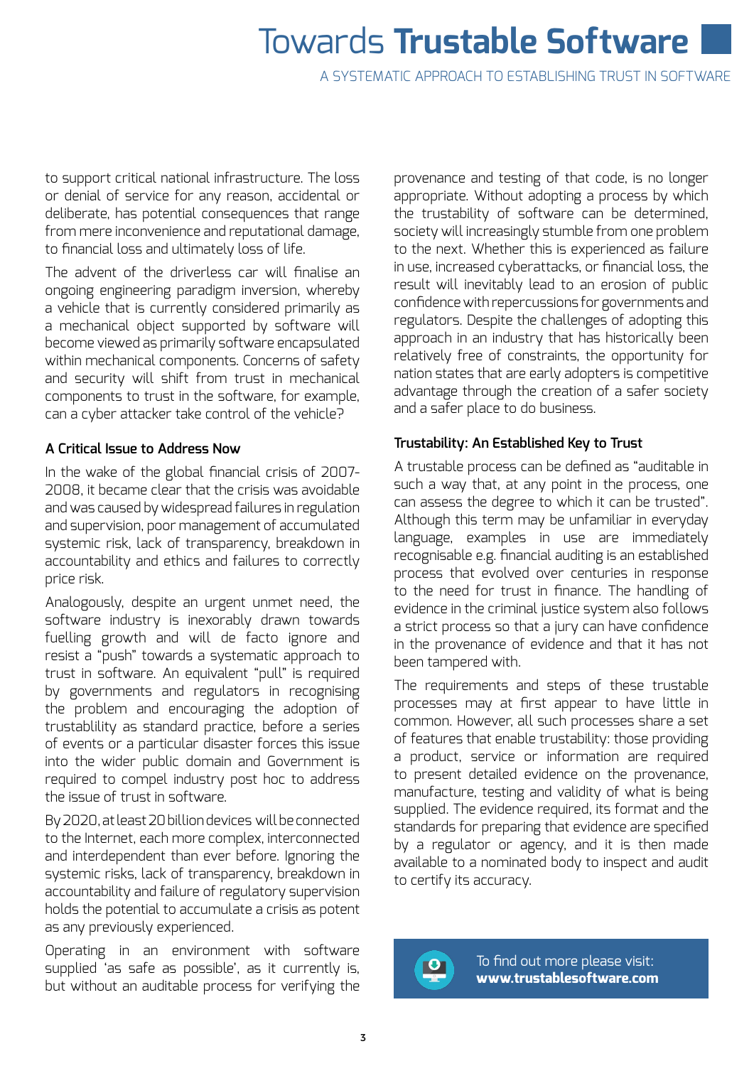to support critical national infrastructure. The loss or denial of service for any reason, accidental or deliberate, has potential consequences that range from mere inconvenience and reputational damage, to financial loss and ultimately loss of life.

The advent of the driverless car will finalise an ongoing engineering paradigm inversion, whereby a vehicle that is currently considered primarily as a mechanical object supported by software will become viewed as primarily software encapsulated within mechanical components. Concerns of safety and security will shift from trust in mechanical components to trust in the software, for example, can a cyber attacker take control of the vehicle?

### A Critical Issue to Address Now

In the wake of the global financial crisis of 2007-2008, it became clear that the crisis was avoidable and was caused by widespread failures in regulation and supervision, poor management of accumulated systemic risk, lack of transparency, breakdown in accountability and ethics and failures to correctly price risk.

Analogously, despite an urgent unmet need, the software industry is inexorably drawn towards fuelling growth and will de facto ignore and resist a "push" towards a systematic approach to trust in software. An equivalent "pull" is required by governments and regulators in recognising the problem and encouraging the adoption of trustablity as standard practice, before a series of events or a particular disaster forces this issue into the wider public domain and Government is required to compel industry post hoc to address the issue of trust in software.

By 2020, at least 20 billion devices will be connected to the Internet, each more complex, interconnected and interdependent than ever before. Ignoring the systemic risks, lack of transparency, breakdown in accountability and failure of regulatory supervision holds the potential to accumulate a crisis as potent as any previously experienced.

Operating in an environment with software supplied 'as safe as possible', as it currently is, but without an auditable process for verifying the provenance and testing of that code, is no longer appropriate. Without adopting a process by which the trustability of software can be determined, society will increasingly stumble from one problem to the next. Whether this is experienced as failure in use, increased cyberattacks, or financial loss, the result will inevitably lead to an erosion of public confidence with repercussions for governments and regulators. Despite the challenges of adopting this approach in an industry that has historically been relatively free of constraints, the opportunity for nation states that are early adopters is competitive advantage through the creation of a safer society and a safer place to do business.

### Trustability: An Established Key to Trust

A trustable process can be defined as "auditable in such a way that, at any point in the process, one can assess the degree to which it can be trusted". Although this term may be unfamiliar in everyday language, examples in use are immediately recognisable e.g. financial auditing is an established process that evolved over centuries in response to the need for trust in finance. The handling of evidence in the criminal justice system also follows a strict process so that a jury can have confidence in the provenance of evidence and that it has not been tampered with.

The requirements and steps of these trustable processes may at first appear to have little in common. However, all such processes share a set of features that enable trustability: those providing a product, service or information are required to present detailed evidence on the provenance, manufacture, testing and validity of what is being supplied. The evidence required, its format and the standards for preparing that evidence are specified by a regulator or agency, and it is then made available to a nominated body to inspect and audit to certify its accuracy.

To find out more please visit:
**www.trustablesoftware.com**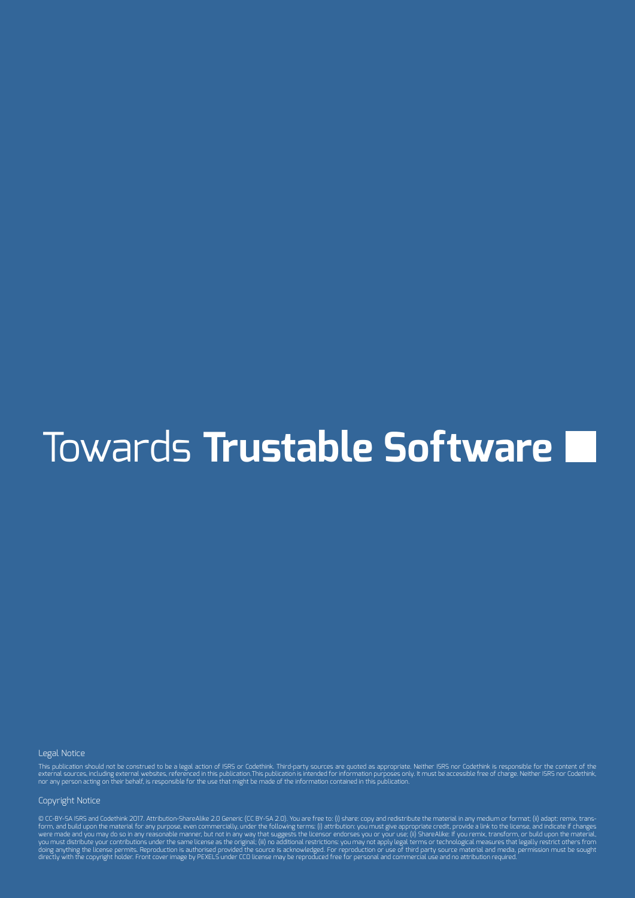# Towards **Trustable Software**

## Legal Notice

This publication should not be construed to be a legal action of ISRS or Codethink. Third-party sources are quoted as appropriate. Neither ISRS nor Codethink is responsible for the content of the external sources, including external websites, referenced in this publication.This publication is intended for information purposes only. It must be accessible free of charge. Neither ISRS nor Codethink, nor any person acting on their behalf, is responsible for the use that might be made of the information contained in this publication.

## Copyright Notice

© CC-BY-SA ISRS and Codethink 2017. Attribution-ShareAlike 2.0 Generic (CC BY-SA 2.0). You are free to: (i) share: copy and redistribute the material in any medium or format; (ii) adapt: remix, transform, and build upon the material for any purpose, even commercially, under the following terms: (i) attribution: you must give appropriate credit, provide a link to the license, and indicate if changes were made and you may do so in any reasonable manner, but not in any way that suggests the licensor endorses you or your use; (ii) ShareAlike: If you remix, transform, or build upon the material, you must distribute your contributions under the same license as the original; (iii) no additional restrictions: you may not apply legal terms or technological measures that legally restrict others from doing anything the license permits. Reproduction is authorised provided the source is acknowledged. For reproduction or use of third party source material and media, permission must be sought directly with the copyright holder. Front cover image by PEXELS under CC0 license may be reproduced free for personal and commercial use and no attribution required.